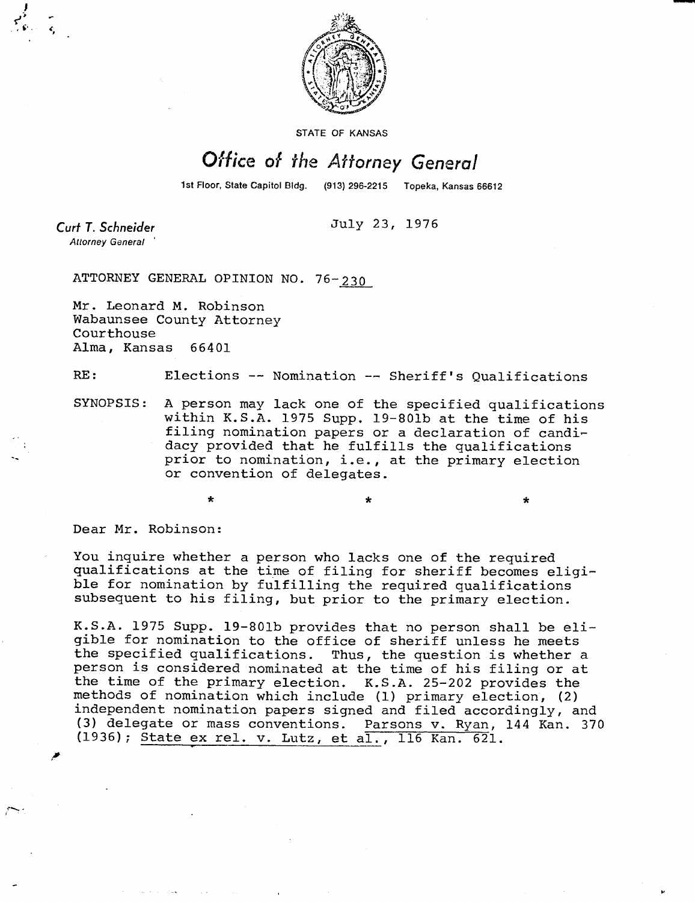STATE OF KANSAS

# Office of the Attorney General

1st Floor, State Capitol Bldg. (913) 296-2215 Topeka, Kansas 66612

**Curt T. Schneider**
*Attorney General*

July 23, 1976

ATTORNEY GENERAL OPINION NO. 76-230

Mr. Leonard M. Robinson
Wabaunsee County Attorney
Courthouse
Alma, Kansas 66401

RE: Elections -- Nomination -- Sheriff's Qualifications

SYNOPSIS: A person may lack one of the specified qualifications within K.S.A. 1975 Supp. 19-801b at the time of his filing nomination papers or a declaration of candidacy provided that he fulfills the qualifications prior to nomination, i.e., at the primary election or convention of delegates.

\* \* \*

Dear Mr. Robinson:

You inquire whether a person who lacks one of the required qualifications at the time of filing for sheriff becomes eligible for nomination by fulfilling the required qualifications subsequent to his filing, but prior to the primary election.

K.S.A. 1975 Supp. 19-801b provides that no person shall be eligible for nomination to the office of sheriff unless he meets the specified qualifications. Thus, the question is whether a person is considered nominated at the time of his filing or at the time of the primary election. K.S.A. 25-202 provides the methods of nomination which include (1) primary election, (2) independent nomination papers signed and filed accordingly, and (3) delegate or mass conventions. Parsons v. Ryan, 144 Kan. 370 (1936); State ex rel. v. Lutz, et al., 116 Kan. 621.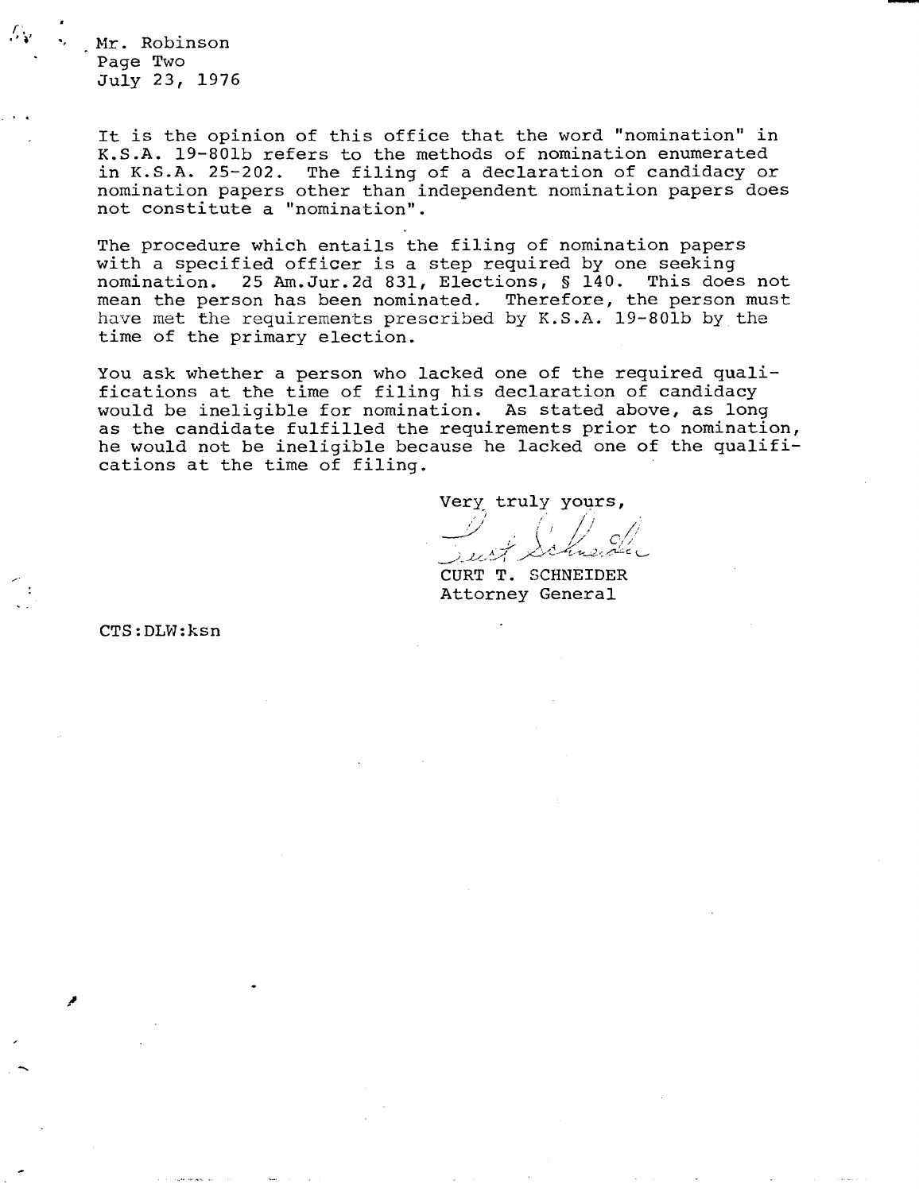Mr. Robinson
Page Two
July 23, 1976

It is the opinion of this office that the word "nomination" in K.S.A. 19-801b refers to the methods of nomination enumerated in K.S.A. 25-202. The filing of a declaration of candidacy or nomination papers other than independent nomination papers does not constitute a "nomination".

The procedure which entails the filing of nomination papers with a specified officer is a step required by one seeking nomination. 25 Am.Jur.2d 831, Elections, § 140. This does not mean the person has been nominated. Therefore, the person must have met the requirements prescribed by K.S.A. 19-801b by the time of the primary election.

You ask whether a person who lacked one of the required qualifications at the time of filing his declaration of candidacy would be ineligible for nomination. As stated above, as long as the candidate fulfilled the requirements prior to nomination, he would not be ineligible because he lacked one of the qualifications at the time of filing.

Very truly yours,

CURT T. SCHNEIDER
Attorney General

CTS:DLW:ksn